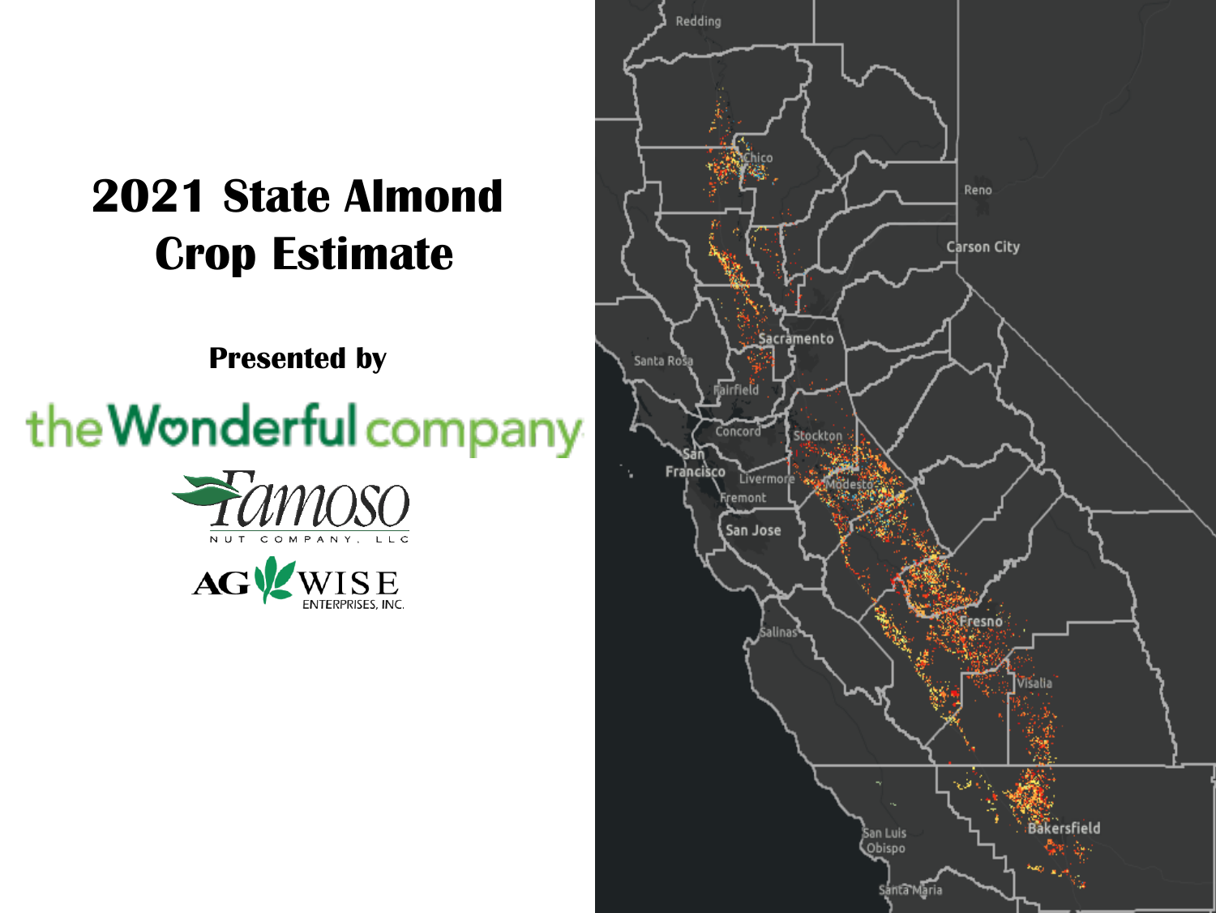# 2021 State Almond Crop Estimate

**Presented by**

the Wonderful company

Famoso NUT COMPANY, LLC

AG WISE ENTERPRISES, INC.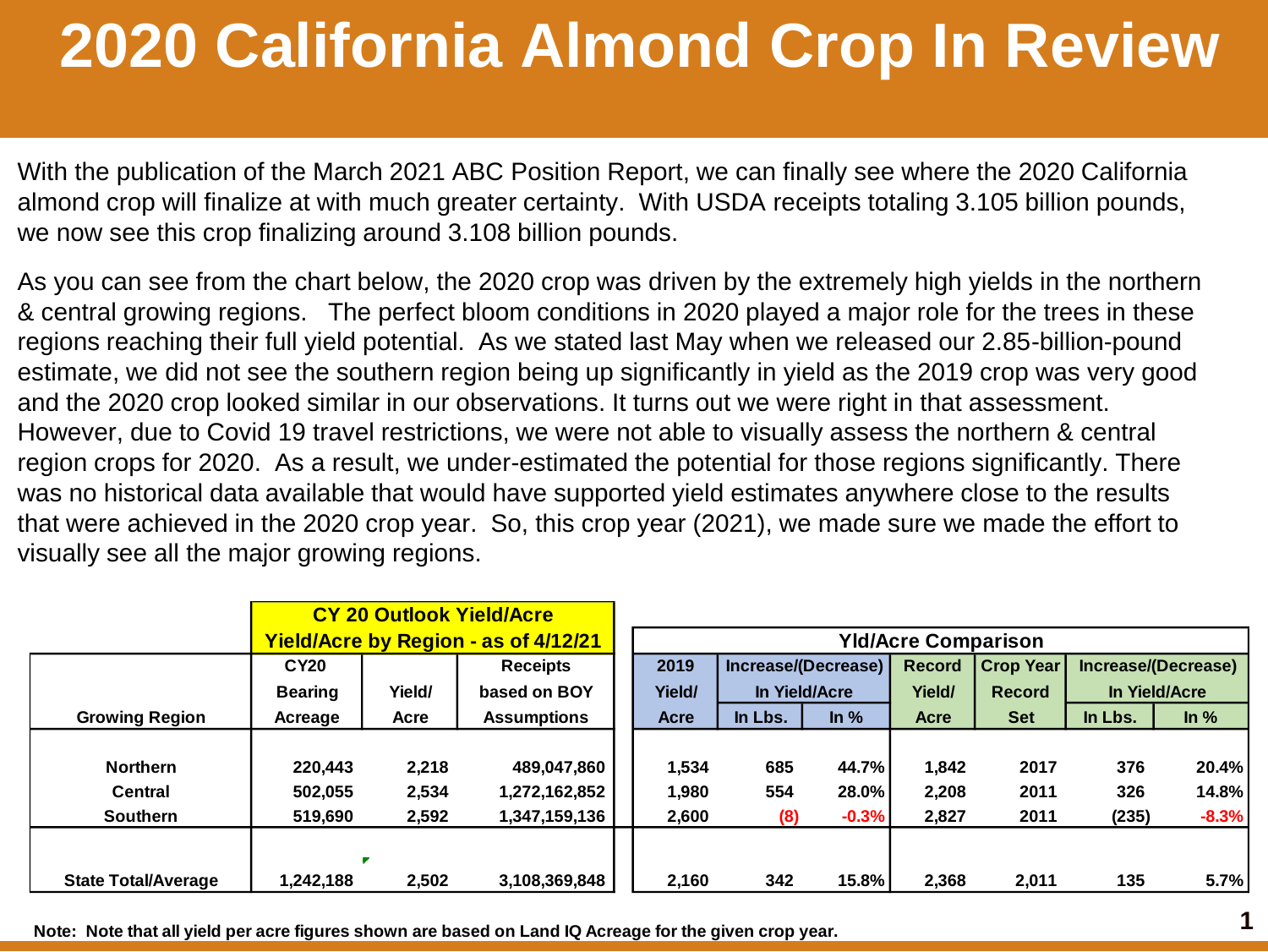# 2020 California Almond Crop In Review

With the publication of the March 2021 ABC Position Report, we can finally see where the 2020 California almond crop will finalize at with much greater certainty. With USDA receipts totaling 3.105 billion pounds, we now see this crop finalizing around 3.108 billion pounds.

As you can see from the chart below, the 2020 crop was driven by the extremely high yields in the northern & central growing regions. The perfect bloom conditions in 2020 played a major role for the trees in these regions reaching their full yield potential. As we stated last May when we released our 2.85-billion-pound estimate, we did not see the southern region being up significantly in yield as the 2019 crop was very good and the 2020 crop looked similar in our observations. It turns out we were right in that assessment. However, due to Covid 19 travel restrictions, we were not able to visually assess the northern & central region crops for 2020. As a result, we under-estimated the potential for those regions significantly. There was no historical data available that would have supported yield estimates anywhere close to the results that were achieved in the 2020 crop year. So, this crop year (2021), we made sure we made the effort to visually see all the major growing regions.

| | CY 20 Outlook Yield/Acre Yield/Acre by Region - as of 4/12/21 | | | Yld/Acre Comparison | | | | | | |
|---|---|---|---|---|---|---|---|---|---|---|
| | CY20 | | Receipts | 2019 | Increase/(Decrease) | | Record | Crop Year | Increase/(Decrease) | |
| | Bearing | Yield/ | based on BOY | Yield/ | In Yield/Acre | | Yield/ | Record | In Yield/Acre | |
| Growing Region | Acreage | Acre | Assumptions | Acre | In Lbs. | In % | Acre | Set | In Lbs. | In % |
| Northern | 220,443 | 2,218 | 489,047,860 | 1,534 | 685 | 44.7% | 1,842 | 2017 | 376 | 20.4% |
| Central | 502,055 | 2,534 | 1,272,162,852 | 1,980 | 554 | 28.0% | 2,208 | 2011 | 326 | 14.8% |
| Southern | 519,690 | 2,592 | 1,347,159,136 | 2,600 | (8) | -0.3% | 2,827 | 2011 | (235) | -8.3% |
| State Total/Average | 1,242,188 | 2,502 | 3,108,369,848 | 2,160 | 342 | 15.8% | 2,368 | 2,011 | 135 | 5.7% |

**Note: Note that all yield per acre figures shown are based on Land IQ Acreage for the given crop year.**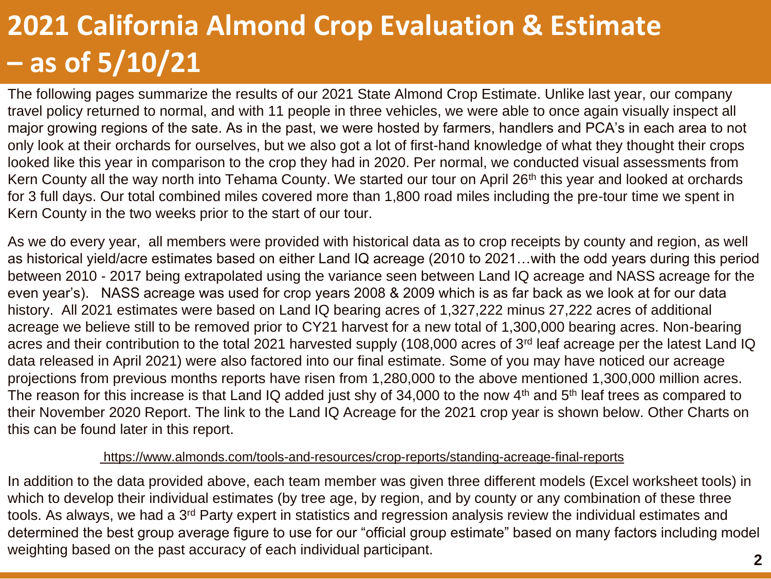# 2021 California Almond Crop Evaluation & Estimate – as of 5/10/21

The following pages summarize the results of our 2021 State Almond Crop Estimate. Unlike last year, our company travel policy returned to normal, and with 11 people in three vehicles, we were able to once again visually inspect all major growing regions of the sate. As in the past, we were hosted by farmers, handlers and PCA's in each area to not only look at their orchards for ourselves, but we also got a lot of first-hand knowledge of what they thought their crops looked like this year in comparison to the crop they had in 2020. Per normal, we conducted visual assessments from Kern County all the way north into Tehama County. We started our tour on April 26th this year and looked at orchards for 3 full days. Our total combined miles covered more than 1,800 road miles including the pre-tour time we spent in Kern County in the two weeks prior to the start of our tour.

As we do every year, all members were provided with historical data as to crop receipts by county and region, as well as historical yield/acre estimates based on either Land IQ acreage (2010 to 2021…with the odd years during this period between 2010 - 2017 being extrapolated using the variance seen between Land IQ acreage and NASS acreage for the even year's). NASS acreage was used for crop years 2008 & 2009 which is as far back as we look at for our data history. All 2021 estimates were based on Land IQ bearing acres of 1,327,222 minus 27,222 acres of additional acreage we believe still to be removed prior to CY21 harvest for a new total of 1,300,000 bearing acres. Non-bearing acres and their contribution to the total 2021 harvested supply (108,000 acres of 3rd leaf acreage per the latest Land IQ data released in April 2021) were also factored into our final estimate. Some of you may have noticed our acreage projections from previous months reports have risen from 1,280,000 to the above mentioned 1,300,000 million acres. The reason for this increase is that Land IQ added just shy of 34,000 to the now 4th and 5th leaf trees as compared to their November 2020 Report. The link to the Land IQ Acreage for the 2021 crop year is shown below. Other Charts on this can be found later in this report.

https://www.almonds.com/tools-and-resources/crop-reports/standing-acreage-final-reports

In addition to the data provided above, each team member was given three different models (Excel worksheet tools) in which to develop their individual estimates (by tree age, by region, and by county or any combination of these three tools. As always, we had a 3rd Party expert in statistics and regression analysis review the individual estimates and determined the best group average figure to use for our "official group estimate" based on many factors including model weighting based on the past accuracy of each individual participant.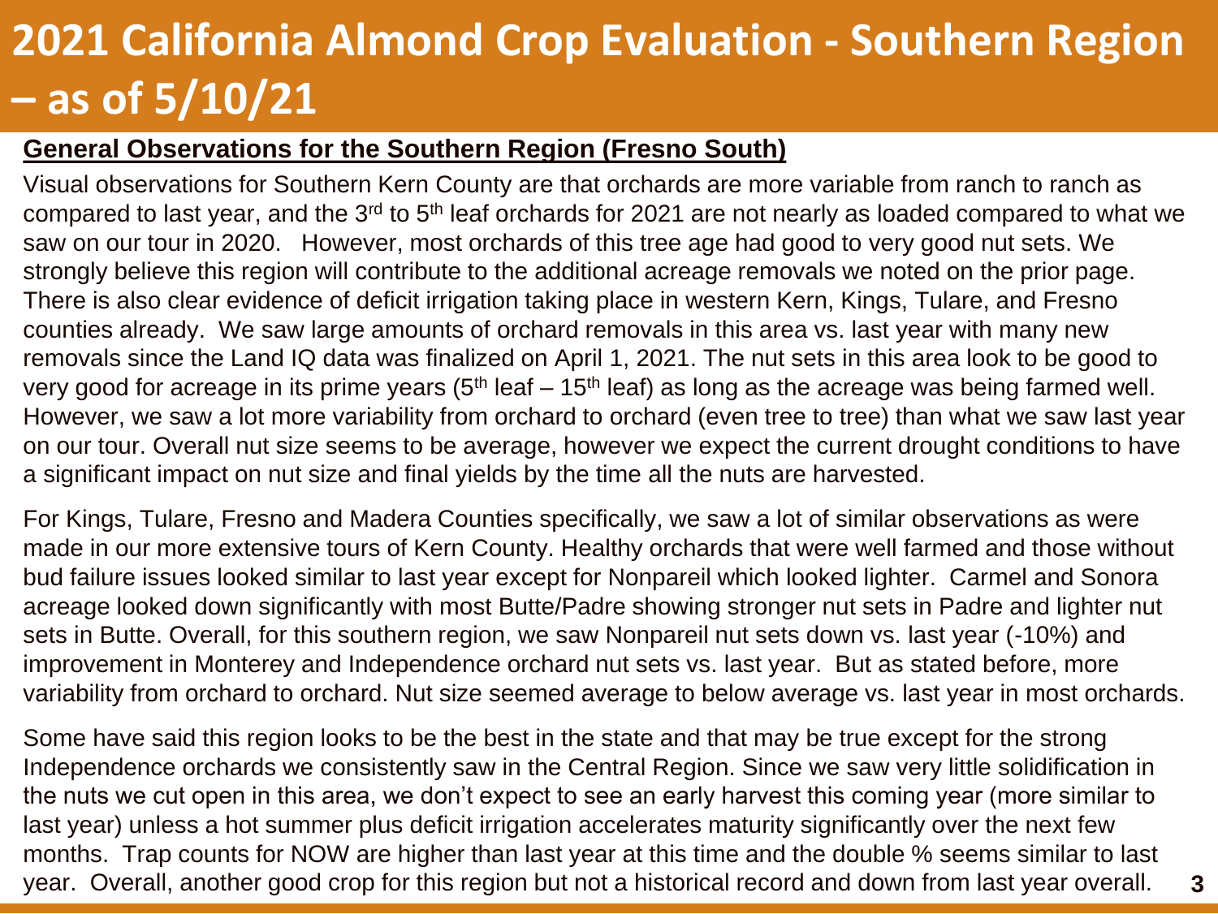# 2021 California Almond Crop Evaluation - Southern Region – as of 5/10/21

**General Observations for the Southern Region (Fresno South)**

Visual observations for Southern Kern County are that orchards are more variable from ranch to ranch as compared to last year, and the 3rd to 5th leaf orchards for 2021 are not nearly as loaded compared to what we saw on our tour in 2020. However, most orchards of this tree age had good to very good nut sets. We strongly believe this region will contribute to the additional acreage removals we noted on the prior page. There is also clear evidence of deficit irrigation taking place in western Kern, Kings, Tulare, and Fresno counties already. We saw large amounts of orchard removals in this area vs. last year with many new removals since the Land IQ data was finalized on April 1, 2021. The nut sets in this area look to be good to very good for acreage in its prime years (5th leaf – 15th leaf) as long as the acreage was being farmed well. However, we saw a lot more variability from orchard to orchard (even tree to tree) than what we saw last year on our tour. Overall nut size seems to be average, however we expect the current drought conditions to have a significant impact on nut size and final yields by the time all the nuts are harvested.

For Kings, Tulare, Fresno and Madera Counties specifically, we saw a lot of similar observations as were made in our more extensive tours of Kern County. Healthy orchards that were well farmed and those without bud failure issues looked similar to last year except for Nonpareil which looked lighter. Carmel and Sonora acreage looked down significantly with most Butte/Padre showing stronger nut sets in Padre and lighter nut sets in Butte. Overall, for this southern region, we saw Nonpareil nut sets down vs. last year (-10%) and improvement in Monterey and Independence orchard nut sets vs. last year. But as stated before, more variability from orchard to orchard. Nut size seemed average to below average vs. last year in most orchards.

Some have said this region looks to be the best in the state and that may be true except for the strong Independence orchards we consistently saw in the Central Region. Since we saw very little solidification in the nuts we cut open in this area, we don't expect to see an early harvest this coming year (more similar to last year) unless a hot summer plus deficit irrigation accelerates maturity significantly over the next few months. Trap counts for NOW are higher than last year at this time and the double % seems similar to last year. Overall, another good crop for this region but not a historical record and down from last year overall.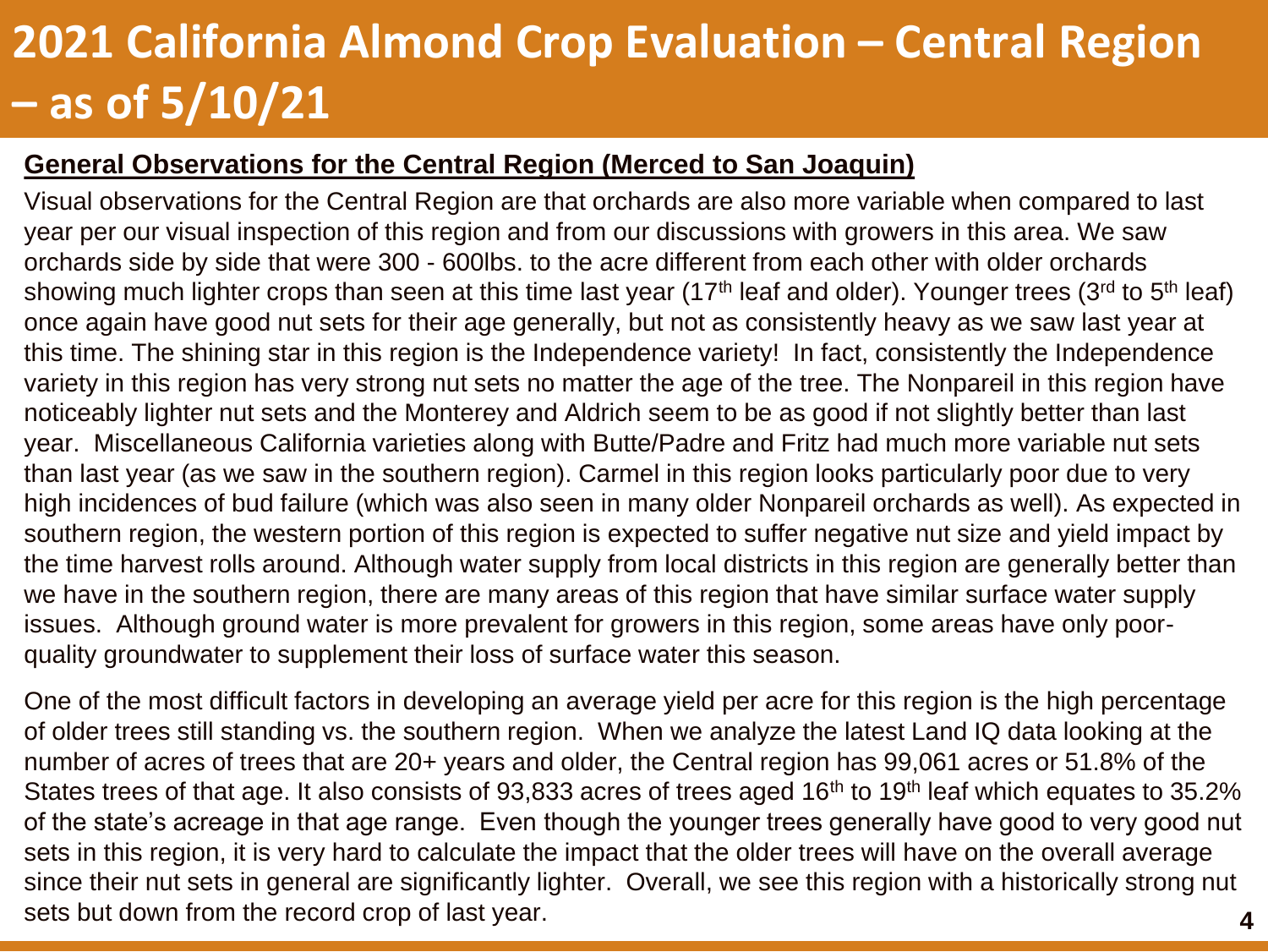# 2021 California Almond Crop Evaluation – Central Region – as of 5/10/21

**General Observations for the Central Region (Merced to San Joaquin)**

Visual observations for the Central Region are that orchards are also more variable when compared to last year per our visual inspection of this region and from our discussions with growers in this area. We saw orchards side by side that were 300 - 600lbs. to the acre different from each other with older orchards showing much lighter crops than seen at this time last year (17th leaf and older). Younger trees (3rd to 5th leaf) once again have good nut sets for their age generally, but not as consistently heavy as we saw last year at this time. The shining star in this region is the Independence variety! In fact, consistently the Independence variety in this region has very strong nut sets no matter the age of the tree. The Nonpareil in this region have noticeably lighter nut sets and the Monterey and Aldrich seem to be as good if not slightly better than last year. Miscellaneous California varieties along with Butte/Padre and Fritz had much more variable nut sets than last year (as we saw in the southern region). Carmel in this region looks particularly poor due to very high incidences of bud failure (which was also seen in many older Nonpareil orchards as well). As expected in southern region, the western portion of this region is expected to suffer negative nut size and yield impact by the time harvest rolls around. Although water supply from local districts in this region are generally better than we have in the southern region, there are many areas of this region that have similar surface water supply issues. Although ground water is more prevalent for growers in this region, some areas have only poor-quality groundwater to supplement their loss of surface water this season.

One of the most difficult factors in developing an average yield per acre for this region is the high percentage of older trees still standing vs. the southern region. When we analyze the latest Land IQ data looking at the number of acres of trees that are 20+ years and older, the Central region has 99,061 acres or 51.8% of the States trees of that age. It also consists of 93,833 acres of trees aged 16th to 19th leaf which equates to 35.2% of the state's acreage in that age range. Even though the younger trees generally have good to very good nut sets in this region, it is very hard to calculate the impact that the older trees will have on the overall average since their nut sets in general are significantly lighter. Overall, we see this region with a historically strong nut sets but down from the record crop of last year.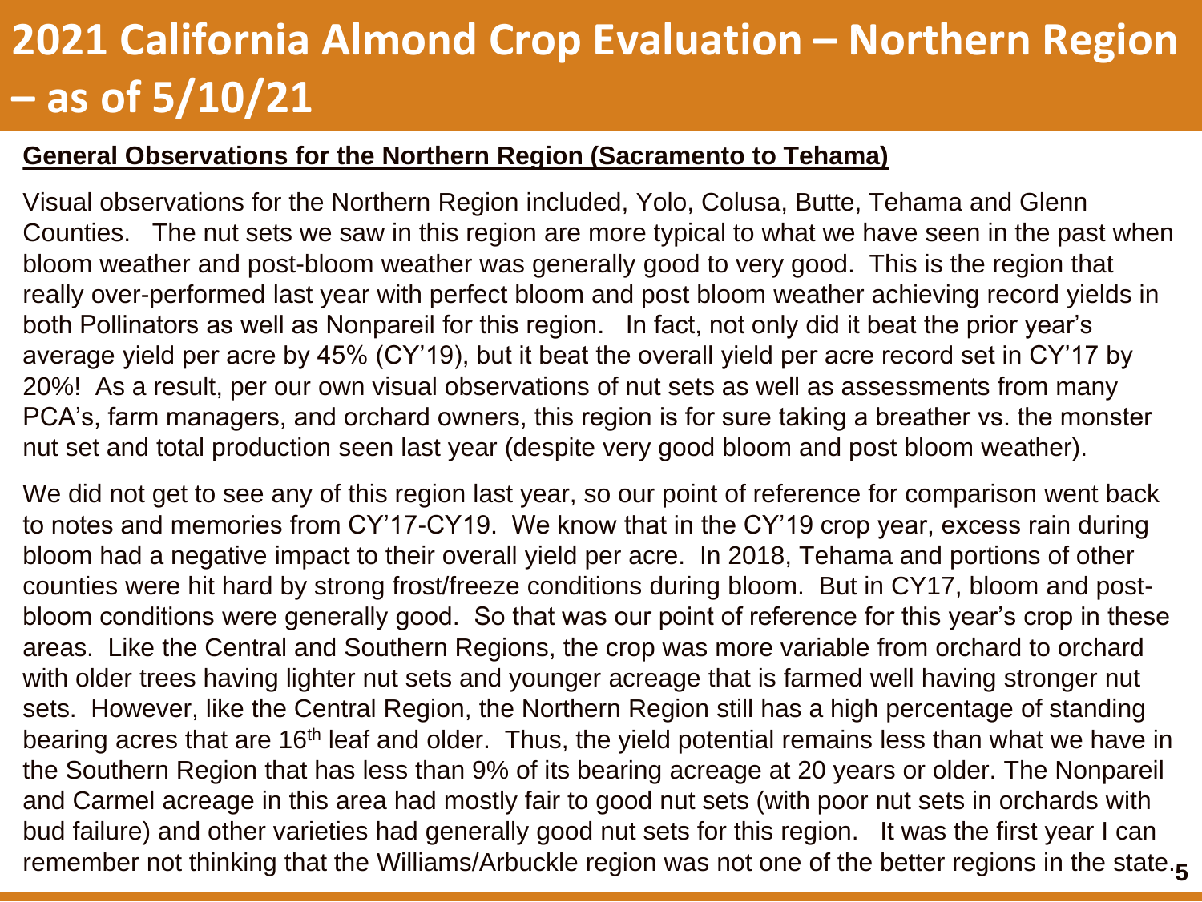# 2021 California Almond Crop Evaluation – Northern Region – as of 5/10/21

**General Observations for the Northern Region (Sacramento to Tehama)**

Visual observations for the Northern Region included, Yolo, Colusa, Butte, Tehama and Glenn Counties. The nut sets we saw in this region are more typical to what we have seen in the past when bloom weather and post-bloom weather was generally good to very good. This is the region that really over-performed last year with perfect bloom and post bloom weather achieving record yields in both Pollinators as well as Nonpareil for this region. In fact, not only did it beat the prior year's average yield per acre by 45% (CY'19), but it beat the overall yield per acre record set in CY'17 by 20%! As a result, per our own visual observations of nut sets as well as assessments from many PCA's, farm managers, and orchard owners, this region is for sure taking a breather vs. the monster nut set and total production seen last year (despite very good bloom and post bloom weather).

We did not get to see any of this region last year, so our point of reference for comparison went back to notes and memories from CY'17-CY19. We know that in the CY'19 crop year, excess rain during bloom had a negative impact to their overall yield per acre. In 2018, Tehama and portions of other counties were hit hard by strong frost/freeze conditions during bloom. But in CY17, bloom and post-bloom conditions were generally good. So that was our point of reference for this year's crop in these areas. Like the Central and Southern Regions, the crop was more variable from orchard to orchard with older trees having lighter nut sets and younger acreage that is farmed well having stronger nut sets. However, like the Central Region, the Northern Region still has a high percentage of standing bearing acres that are 16th leaf and older. Thus, the yield potential remains less than what we have in the Southern Region that has less than 9% of its bearing acreage at 20 years or older. The Nonpareil and Carmel acreage in this area had mostly fair to good nut sets (with poor nut sets in orchards with bud failure) and other varieties had generally good nut sets for this region. It was the first year I can remember not thinking that the Williams/Arbuckle region was not one of the better regions in the state.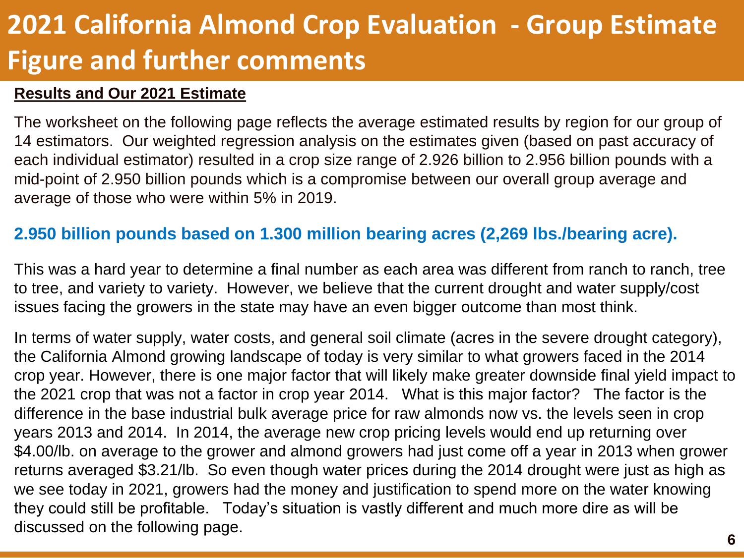# 2021 California Almond Crop Evaluation - Group Estimate Figure and further comments

**Results and Our 2021 Estimate**

The worksheet on the following page reflects the average estimated results by region for our group of 14 estimators. Our weighted regression analysis on the estimates given (based on past accuracy of each individual estimator) resulted in a crop size range of 2.926 billion to 2.956 billion pounds with a mid-point of 2.950 billion pounds which is a compromise between our overall group average and average of those who were within 5% in 2019.

**2.950 billion pounds based on 1.300 million bearing acres (2,269 lbs./bearing acre).**

This was a hard year to determine a final number as each area was different from ranch to ranch, tree to tree, and variety to variety. However, we believe that the current drought and water supply/cost issues facing the growers in the state may have an even bigger outcome than most think.

In terms of water supply, water costs, and general soil climate (acres in the severe drought category), the California Almond growing landscape of today is very similar to what growers faced in the 2014 crop year. However, there is one major factor that will likely make greater downside final yield impact to the 2021 crop that was not a factor in crop year 2014. What is this major factor? The factor is the difference in the base industrial bulk average price for raw almonds now vs. the levels seen in crop years 2013 and 2014. In 2014, the average new crop pricing levels would end up returning over $4.00/lb. on average to the grower and almond growers had just come off a year in 2013 when grower returns averaged $3.21/lb. So even though water prices during the 2014 drought were just as high as we see today in 2021, growers had the money and justification to spend more on the water knowing they could still be profitable. Today's situation is vastly different and much more dire as will be discussed on the following page.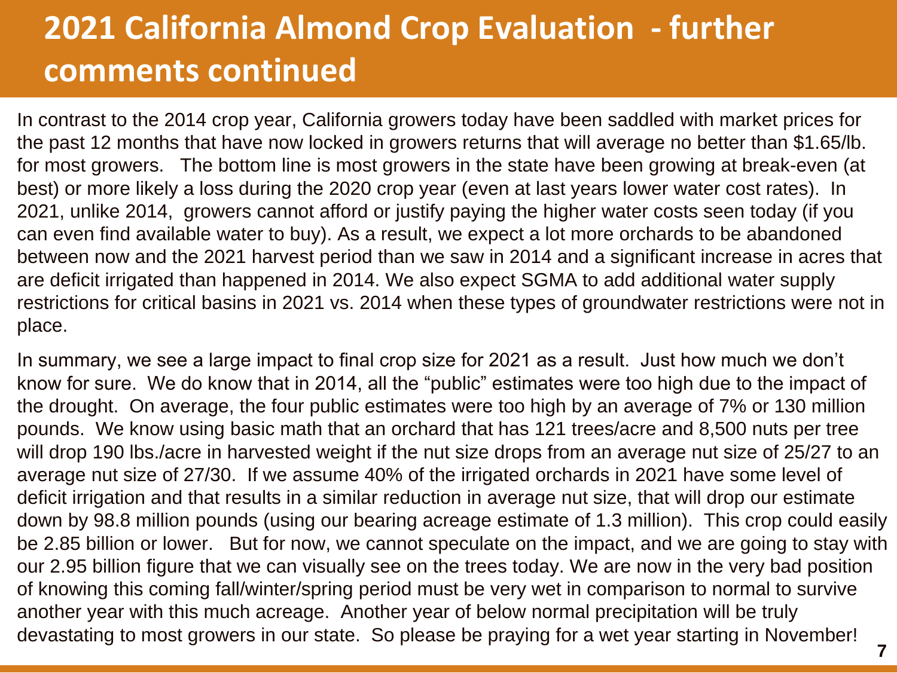# 2021 California Almond Crop Evaluation - further comments continued

In contrast to the 2014 crop year, California growers today have been saddled with market prices for the past 12 months that have now locked in growers returns that will average no better than $1.65/lb. for most growers. The bottom line is most growers in the state have been growing at break-even (at best) or more likely a loss during the 2020 crop year (even at last years lower water cost rates). In 2021, unlike 2014, growers cannot afford or justify paying the higher water costs seen today (if you can even find available water to buy). As a result, we expect a lot more orchards to be abandoned between now and the 2021 harvest period than we saw in 2014 and a significant increase in acres that are deficit irrigated than happened in 2014. We also expect SGMA to add additional water supply restrictions for critical basins in 2021 vs. 2014 when these types of groundwater restrictions were not in place.

In summary, we see a large impact to final crop size for 2021 as a result. Just how much we don't know for sure. We do know that in 2014, all the "public" estimates were too high due to the impact of the drought. On average, the four public estimates were too high by an average of 7% or 130 million pounds. We know using basic math that an orchard that has 121 trees/acre and 8,500 nuts per tree will drop 190 lbs./acre in harvested weight if the nut size drops from an average nut size of 25/27 to an average nut size of 27/30. If we assume 40% of the irrigated orchards in 2021 have some level of deficit irrigation and that results in a similar reduction in average nut size, that will drop our estimate down by 98.8 million pounds (using our bearing acreage estimate of 1.3 million). This crop could easily be 2.85 billion or lower. But for now, we cannot speculate on the impact, and we are going to stay with our 2.95 billion figure that we can visually see on the trees today. We are now in the very bad position of knowing this coming fall/winter/spring period must be very wet in comparison to normal to survive another year with this much acreage. Another year of below normal precipitation will be truly devastating to most growers in our state. So please be praying for a wet year starting in November!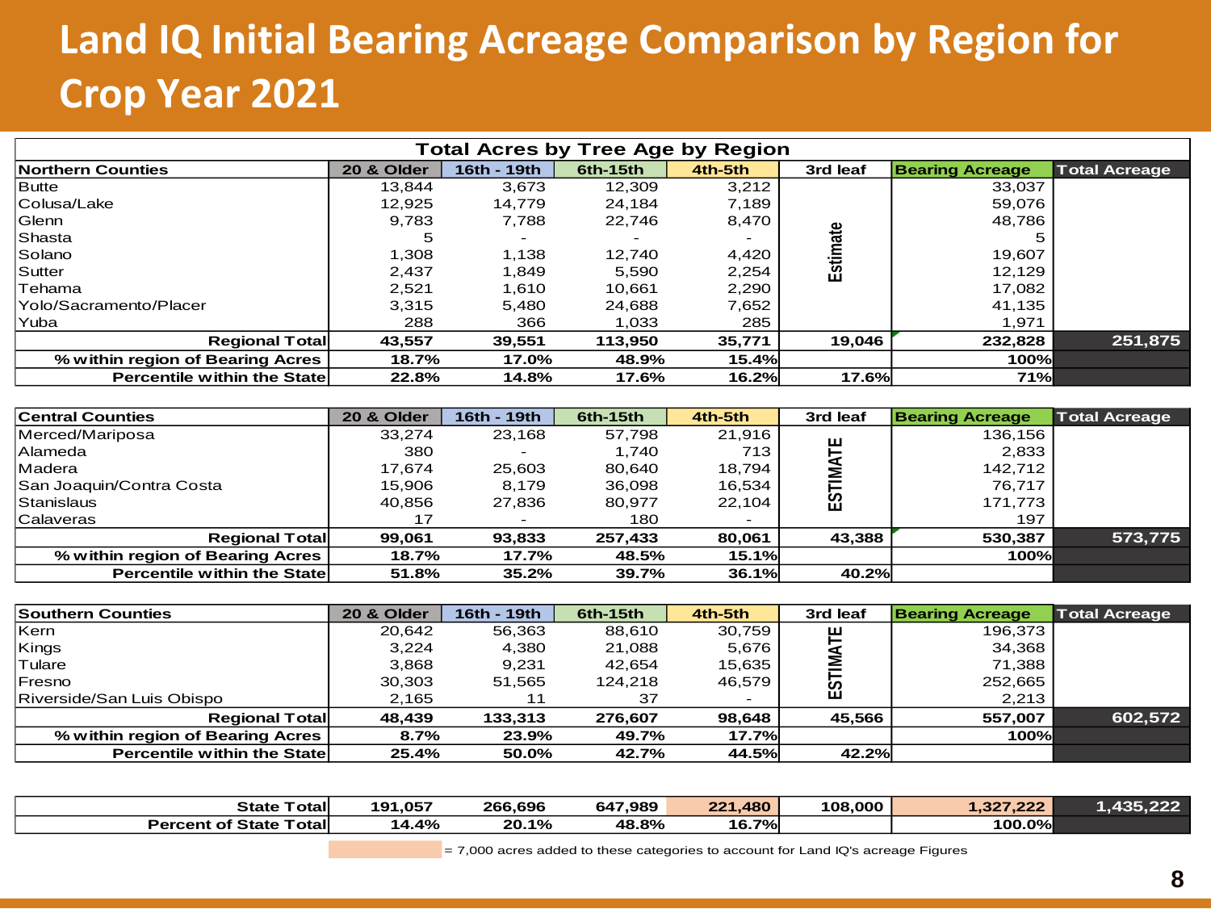# Land IQ Initial Bearing Acreage Comparison by Region for Crop Year 2021

**Total Acres by Tree Age by Region**

| Northern Counties | 20 & Older | 16th - 19th | 6th-15th | 4th-5th | 3rd leaf | Bearing Acreage | Total Acreage |
|---|---|---|---|---|---|---|---|
| Butte | 13,844 | 3,673 | 12,309 | 3,212 | Estimate | 33,037 | |
| Colusa/Lake | 12,925 | 14,779 | 24,184 | 7,189 | | 59,076 | |
| Glenn | 9,783 | 7,788 | 22,746 | 8,470 | | 48,786 | |
| Shasta | 5 | - | - | - | | 5 | |
| Solano | 1,308 | 1,138 | 12,740 | 4,420 | | 19,607 | |
| Sutter | 2,437 | 1,849 | 5,590 | 2,254 | | 12,129 | |
| Tehama | 2,521 | 1,610 | 10,661 | 2,290 | | 17,082 | |
| Yolo/Sacramento/Placer | 3,315 | 5,480 | 24,688 | 7,652 | | 41,135 | |
| Yuba | 288 | 366 | 1,033 | 285 | | 1,971 | |
| **Regional Total** | **43,557** | **39,551** | **113,950** | **35,771** | **19,046** | **232,828** | **251,875** |
| **% within region of Bearing Acres** | **18.7%** | **17.0%** | **48.9%** | **15.4%** | | **100%** | |
| **Percentile within the State** | **22.8%** | **14.8%** | **17.6%** | **16.2%** | **17.6%** | **71%** | |

| Central Counties | 20 & Older | 16th - 19th | 6th-15th | 4th-5th | 3rd leaf | Bearing Acreage | Total Acreage |
|---|---|---|---|---|---|---|---|
| Merced/Mariposa | 33,274 | 23,168 | 57,798 | 21,916 | ESTIMATE | 136,156 | |
| Alameda | 380 | - | 1,740 | 713 | | 2,833 | |
| Madera | 17,674 | 25,603 | 80,640 | 18,794 | | 142,712 | |
| San Joaquin/Contra Costa | 15,906 | 8,179 | 36,098 | 16,534 | | 76,717 | |
| Stanislaus | 40,856 | 27,836 | 80,977 | 22,104 | | 171,773 | |
| Calaveras | 17 | - | 180 | - | | 197 | |
| **Regional Total** | **99,061** | **93,833** | **257,433** | **80,061** | **43,388** | **530,387** | **573,775** |
| **% within region of Bearing Acres** | **18.7%** | **17.7%** | **48.5%** | **15.1%** | | **100%** | |
| **Percentile within the State** | **51.8%** | **35.2%** | **39.7%** | **36.1%** | **40.2%** | | |

| Southern Counties | 20 & Older | 16th - 19th | 6th-15th | 4th-5th | 3rd leaf | Bearing Acreage | Total Acreage |
|---|---|---|---|---|---|---|---|
| Kern | 20,642 | 56,363 | 88,610 | 30,759 | ESTIMATE | 196,373 | |
| Kings | 3,224 | 4,380 | 21,088 | 5,676 | | 34,368 | |
| Tulare | 3,868 | 9,231 | 42,654 | 15,635 | | 71,388 | |
| Fresno | 30,303 | 51,565 | 124,218 | 46,579 | | 252,665 | |
| Riverside/San Luis Obispo | 2,165 | 11 | 37 | - | | 2,213 | |
| **Regional Total** | **48,439** | **133,313** | **276,607** | **98,648** | **45,566** | **557,007** | **602,572** |
| **% within region of Bearing Acres** | **8.7%** | **23.9%** | **49.7%** | **17.7%** | | **100%** | |
| **Percentile within the State** | **25.4%** | **50.0%** | **42.7%** | **44.5%** | **42.2%** | | |

| | 20 & Older | 16th - 19th | 6th-15th | 4th-5th | 3rd leaf | Bearing Acreage | Total Acreage |
|---|---|---|---|---|---|---|---|
| **State Total** | **191,057** | **266,696** | **647,989** | **221,480** | **108,000** | **1,327,222** | **1,435,222** |
| **Percent of State Total** | **14.4%** | **20.1%** | **48.8%** | **16.7%** | | **100.0%** | |

(Shaded) = 7,000 acres added to these categories to account for Land IQ's acreage Figures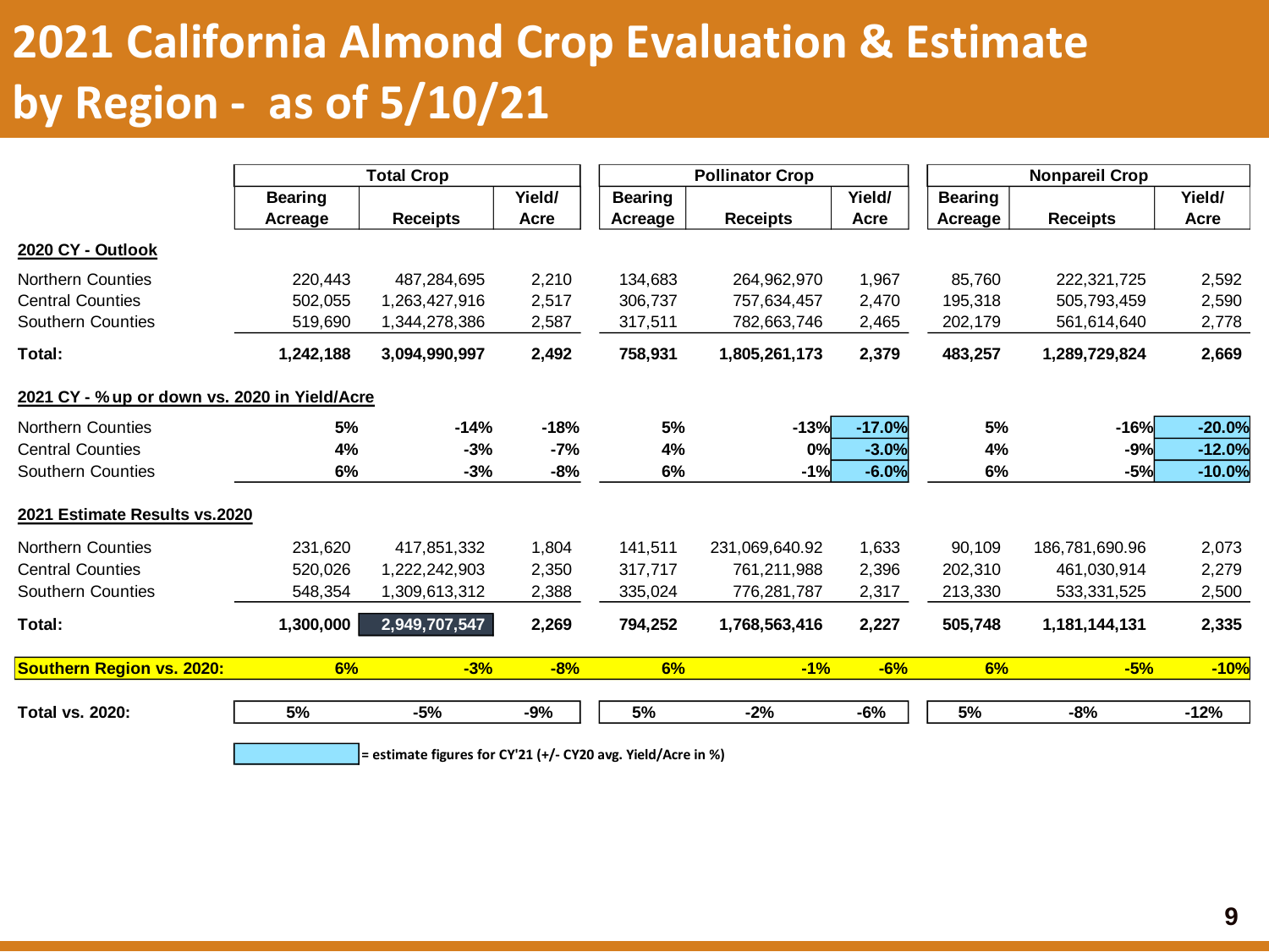# 2021 California Almond Crop Evaluation & Estimate by Region - as of 5/10/21

| | Total Crop | | | Pollinator Crop | | | Nonpareil Crop | | |
|---|---|---|---|---|---|---|---|---|---|
| | Bearing Acreage | Receipts | Yield/ Acre | Bearing Acreage | Receipts | Yield/ Acre | Bearing Acreage | Receipts | Yield/ Acre |
| **2020 CY - Outlook** | | | | | | | | | |
| Northern Counties | 220,443 | 487,284,695 | 2,210 | 134,683 | 264,962,970 | 1,967 | 85,760 | 222,321,725 | 2,592 |
| Central Counties | 502,055 | 1,263,427,916 | 2,517 | 306,737 | 757,634,457 | 2,470 | 195,318 | 505,793,459 | 2,590 |
| Southern Counties | 519,690 | 1,344,278,386 | 2,587 | 317,511 | 782,663,746 | 2,465 | 202,179 | 561,614,640 | 2,778 |
| **Total:** | **1,242,188** | **3,094,990,997** | **2,492** | **758,931** | **1,805,261,173** | **2,379** | **483,257** | **1,289,729,824** | **2,669** |
| **2021 CY - % up or down vs. 2020 in Yield/Acre** | | | | | | | | | |
| Northern Counties | **5%** | **-14%** | **-18%** | **5%** | **-13%** | **-17.0%** | **5%** | **-16%** | **-20.0%** |
| Central Counties | **4%** | **-3%** | **-7%** | **4%** | **0%** | **-3.0%** | **4%** | **-9%** | **-12.0%** |
| Southern Counties | **6%** | **-3%** | **-8%** | **6%** | **-1%** | **-6.0%** | **6%** | **-5%** | **-10.0%** |
| **2021 Estimate Results vs.2020** | | | | | | | | | |
| Northern Counties | 231,620 | 417,851,332 | 1,804 | 141,511 | 231,069,640.92 | 1,633 | 90,109 | 186,781,690.96 | 2,073 |
| Central Counties | 520,026 | 1,222,242,903 | 2,350 | 317,717 | 761,211,988 | 2,396 | 202,310 | 461,030,914 | 2,279 |
| Southern Counties | 548,354 | 1,309,613,312 | 2,388 | 335,024 | 776,281,787 | 2,317 | 213,330 | 533,331,525 | 2,500 |
| **Total:** | **1,300,000** | **2,949,707,547** | **2,269** | **794,252** | **1,768,563,416** | **2,227** | **505,748** | **1,181,144,131** | **2,335** |
| **Southern Region vs. 2020:** | **6%** | **-3%** | **-8%** | **6%** | **-1%** | **-6%** | **6%** | **-5%** | **-10%** |
| **Total vs. 2020:** | 5% | -5% | -9% | 5% | -2% | -6% | 5% | -8% | -12% |

**= estimate figures for CY'21 (+/- CY20 avg. Yield/Acre in %)**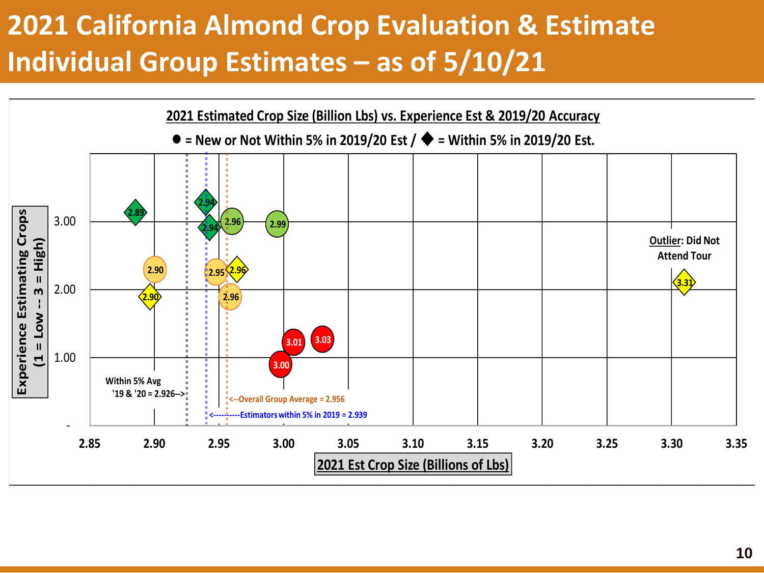# 2021 California Almond Crop Evaluation & Estimate
## Individual Group Estimates – as of 5/10/21

**2021 Estimated Crop Size (Billion Lbs) vs. Experience Est & 2019/20 Accuracy**

● = New or Not Within 5% in 2019/20 Est / ◆ = Within 5% in 2019/20 Est.

Experience Estimating Crops (1 = Low -- 3 = High)

3.00
2.00
1.00
-

2.89, 2.94, 2.94, 2.96, 2.99, 2.90, 2.95, 2.96, 2.90, 2.96, 3.01, 3.03, 3.00, 3.31

**Outlier**: Did Not Attend Tour

Within 5% Avg '19 & '20 = 2.926-->

<--Overall Group Average = 2.956

<----------Estimators within 5% in 2019 = 2.939

2.85 2.90 2.95 3.00 3.05 3.10 3.15 3.20 3.25 3.30 3.35

2021 Est Crop Size (Billions of Lbs)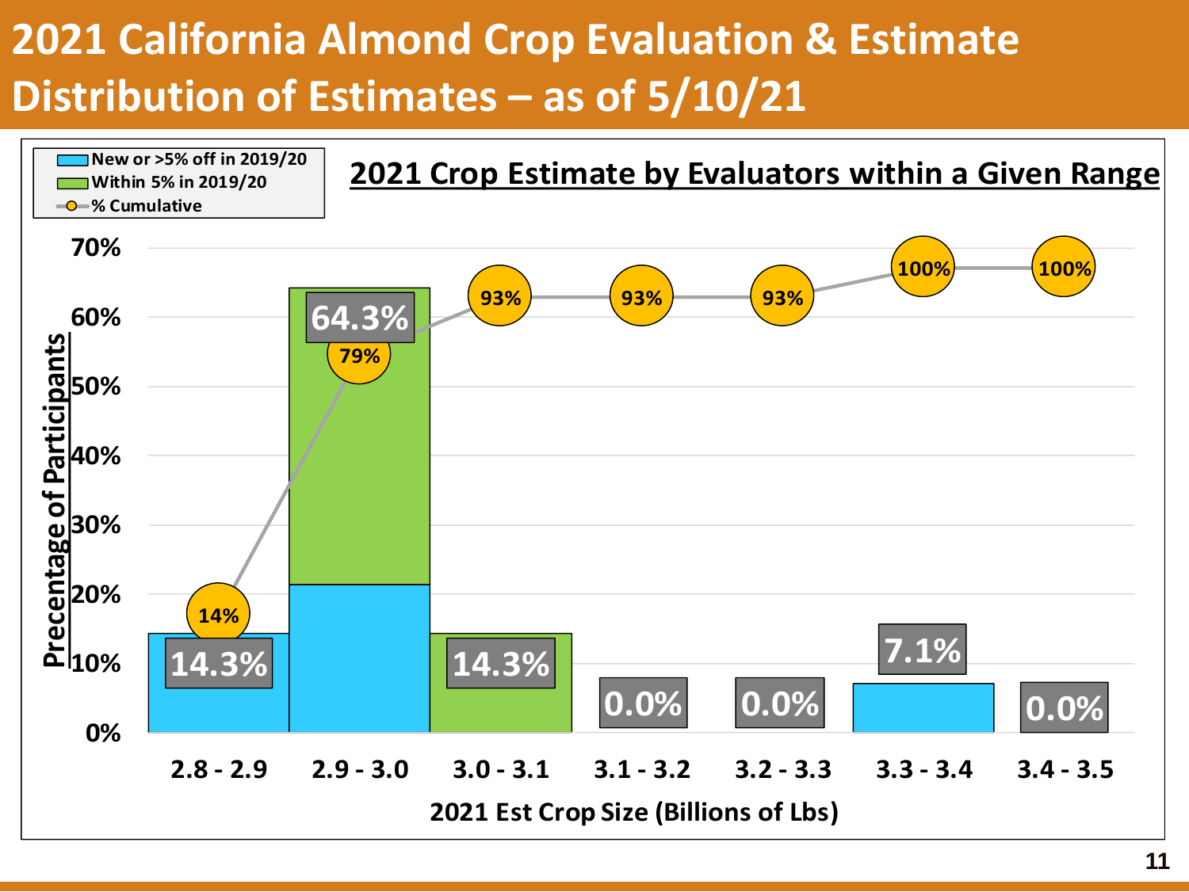# 2021 California Almond Crop Evaluation & Estimate Distribution of Estimates – as of 5/10/21

## 2021 Crop Estimate by Evaluators within a Given Range

| 2021 Est Crop Size (Billions of Lbs) | Percentage of Participants | % Cumulative |
|---|---|---|
| 2.8 - 2.9 | 14.3% | 14% |
| 2.9 - 3.0 | 64.3% | 79% |
| 3.0 - 3.1 | 14.3% | 93% |
| 3.1 - 3.2 | 0.0% | 93% |
| 3.2 - 3.3 | 0.0% | 93% |
| 3.3 - 3.4 | 7.1% | 100% |
| 3.4 - 3.5 | 0.0% | 100% |

Legend: New or >5% off in 2019/20; Within 5% in 2019/20; % Cumulative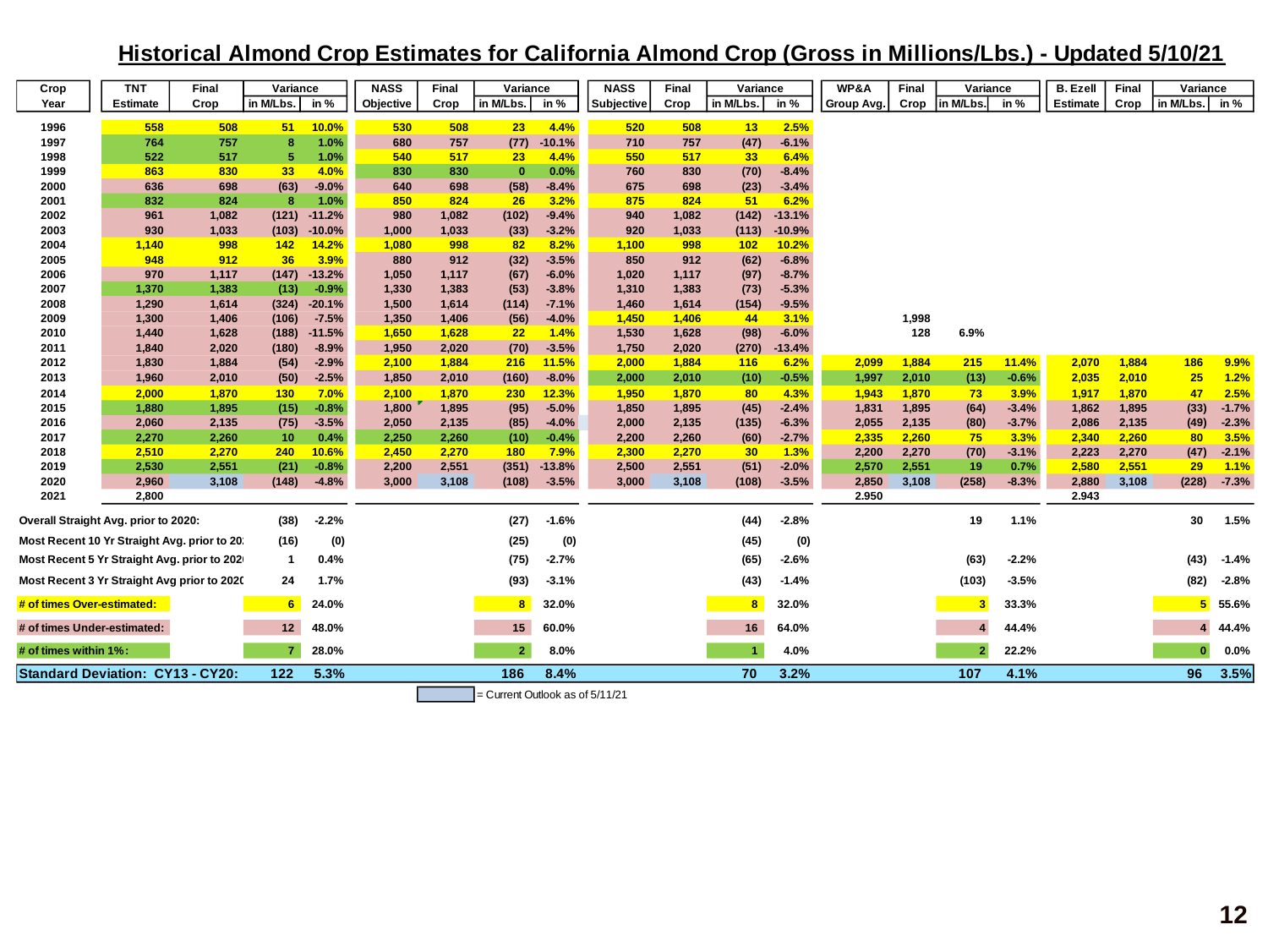# Historical Almond Crop Estimates for California Almond Crop (Gross in Millions/Lbs.) - Updated 5/10/21

| Crop Year | TNT Estimate | Final Crop | Variance in M/Lbs. | Variance in % | NASS Objective | Final Crop | Variance in M/Lbs. | Variance in % | NASS Subjective | Final Crop | Variance in M/Lbs. | Variance in % | WP&A Group Avg. | Final Crop | Variance in M/Lbs. | Variance in % | B. Ezell Estimate | Final Crop | Variance in M/Lbs. | Variance in % |
|---|---|---|---|---|---|---|---|---|---|---|---|---|---|---|---|---|---|---|---|---|
| 1996 | 558 | 508 | 51 | 10.0% | 530 | 508 | 23 | 4.4% | 520 | 508 | 13 | 2.5% | | | | | | | | |
| 1997 | 764 | 757 | 8 | 1.0% | 680 | 757 | (77) | -10.1% | 710 | 757 | (47) | -6.1% | | | | | | | | |
| 1998 | 522 | 517 | 5 | 1.0% | 540 | 517 | 23 | 4.4% | 550 | 517 | 33 | 6.4% | | | | | | | | |
| 1999 | 863 | 830 | 33 | 4.0% | 830 | 830 | 0 | 0.0% | 760 | 830 | (70) | -8.4% | | | | | | | | |
| 2000 | 636 | 698 | (63) | -9.0% | 640 | 698 | (58) | -8.4% | 675 | 698 | (23) | -3.4% | | | | | | | | |
| 2001 | 832 | 824 | 8 | 1.0% | 850 | 824 | 26 | 3.2% | 875 | 824 | 51 | 6.2% | | | | | | | | |
| 2002 | 961 | 1,082 | (121) | -11.2% | 980 | 1,082 | (102) | -9.4% | 940 | 1,082 | (142) | -13.1% | | | | | | | | |
| 2003 | 930 | 1,033 | (103) | -10.0% | 1,000 | 1,033 | (33) | -3.2% | 920 | 1,033 | (113) | -10.9% | | | | | | | | |
| 2004 | 1,140 | 998 | 142 | 14.2% | 1,080 | 998 | 82 | 8.2% | 1,100 | 998 | 102 | 10.2% | | | | | | | | |
| 2005 | 948 | 912 | 36 | 3.9% | 880 | 912 | (32) | -3.5% | 850 | 912 | (62) | -6.8% | | | | | | | | |
| 2006 | 970 | 1,117 | (147) | -13.2% | 1,050 | 1,117 | (67) | -6.0% | 1,020 | 1,117 | (97) | -8.7% | | | | | | | | |
| 2007 | 1,370 | 1,383 | (13) | -0.9% | 1,330 | 1,383 | (53) | -3.8% | 1,310 | 1,383 | (73) | -5.3% | | | | | | | | |
| 2008 | 1,290 | 1,614 | (324) | -20.1% | 1,500 | 1,614 | (114) | -7.1% | 1,460 | 1,614 | (154) | -9.5% | | | | | | | | |
| 2009 | 1,300 | 1,406 | (106) | -7.5% | 1,350 | 1,406 | (56) | -4.0% | 1,450 | 1,406 | 44 | 3.1% | | 1,998 | | | | | | |
| 2010 | 1,440 | 1,628 | (188) | -11.5% | 1,650 | 1,628 | 22 | 1.4% | 1,530 | 1,628 | (98) | -6.0% | | 128 | 6.9% | | | | | |
| 2011 | 1,840 | 2,020 | (180) | -8.9% | 1,950 | 2,020 | (70) | -3.5% | 1,750 | 2,020 | (270) | -13.4% | | | | | | | | |
| 2012 | 1,830 | 1,884 | (54) | -2.9% | 2,100 | 1,884 | 216 | 11.5% | 2,000 | 1,884 | 116 | 6.2% | 2,099 | 1,884 | 215 | 11.4% | 2,070 | 1,884 | 186 | 9.9% |
| 2013 | 1,960 | 2,010 | (50) | -2.5% | 1,850 | 2,010 | (160) | -8.0% | 2,000 | 2,010 | (10) | -0.5% | 1,997 | 2,010 | (13) | -0.6% | 2,035 | 2,010 | 25 | 1.2% |
| 2014 | 2,000 | 1,870 | 130 | 7.0% | 2,100 | 1,870 | 230 | 12.3% | 1,950 | 1,870 | 80 | 4.3% | 1,943 | 1,870 | 73 | 3.9% | 1,917 | 1,870 | 47 | 2.5% |
| 2015 | 1,880 | 1,895 | (15) | -0.8% | 1,800 | 1,895 | (95) | -5.0% | 1,850 | 1,895 | (45) | -2.4% | 1,831 | 1,895 | (64) | -3.4% | 1,862 | 1,895 | (33) | -1.7% |
| 2016 | 2,060 | 2,135 | (75) | -3.5% | 2,050 | 2,135 | (85) | -4.0% | 2,000 | 2,135 | (135) | -6.3% | 2,055 | 2,135 | (80) | -3.7% | 2,086 | 2,135 | (49) | -2.3% |
| 2017 | 2,270 | 2,260 | 10 | 0.4% | 2,250 | 2,260 | (10) | -0.4% | 2,200 | 2,260 | (60) | -2.7% | 2,335 | 2,260 | 75 | 3.3% | 2,340 | 2,260 | 80 | 3.5% |
| 2018 | 2,510 | 2,270 | 240 | 10.6% | 2,450 | 2,270 | 180 | 7.9% | 2,300 | 2,270 | 30 | 1.3% | 2,200 | 2,270 | (70) | -3.1% | 2,223 | 2,270 | (47) | -2.1% |
| 2019 | 2,530 | 2,551 | (21) | -0.8% | 2,200 | 2,551 | (351) | -13.8% | 2,500 | 2,551 | (51) | -2.0% | 2,570 | 2,551 | 19 | 0.7% | 2,580 | 2,551 | 29 | 1.1% |
| 2020 | 2,960 | 3,108 | (148) | -4.8% | 3,000 | 3,108 | (108) | -3.5% | 3,000 | 3,108 | (108) | -3.5% | 2,850 | 3,108 | (258) | -8.3% | 2,880 | 3,108 | (228) | -7.3% |
| 2021 | 2,800 | | | | | | | | | | | | 2.950 | | | | 2.943 | | | |
| Overall Straight Avg. prior to 2020: | | | (38) | -2.2% | | | (27) | -1.6% | | | (44) | -2.8% | | | 19 | 1.1% | | | 30 | 1.5% |
| Most Recent 10 Yr Straight Avg. prior to 20 | | | (16) | (0) | | | (25) | (0) | | | (45) | (0) | | | | | | | | |
| Most Recent 5 Yr Straight Avg. prior to 202 | | | 1 | 0.4% | | | (75) | -2.7% | | | (65) | -2.6% | | | (63) | -2.2% | | | (43) | -1.4% |
| Most Recent 3 Yr Straight Avg prior to 202 | | | 24 | 1.7% | | | (93) | -3.1% | | | (43) | -1.4% | | | (103) | -3.5% | | | (82) | -2.8% |
| # of times Over-estimated: | | | 6 | 24.0% | | | 8 | 32.0% | | | 8 | 32.0% | | | 3 | 33.3% | | | 5 | 55.6% |
| # of times Under-estimated: | | | 12 | 48.0% | | | 15 | 60.0% | | | 16 | 64.0% | | | 4 | 44.4% | | | 4 | 44.4% |
| # of times within 1%: | | | 7 | 28.0% | | | 2 | 8.0% | | | 1 | 4.0% | | | 2 | 22.2% | | | 0 | 0.0% |
| **Standard Deviation: CY13 - CY20:** | | | **122** | **5.3%** | | | **186** | **8.4%** | | | **70** | **3.2%** | | | **107** | **4.1%** | | | **96** | **3.5%** |

= Current Outlook as of 5/11/21